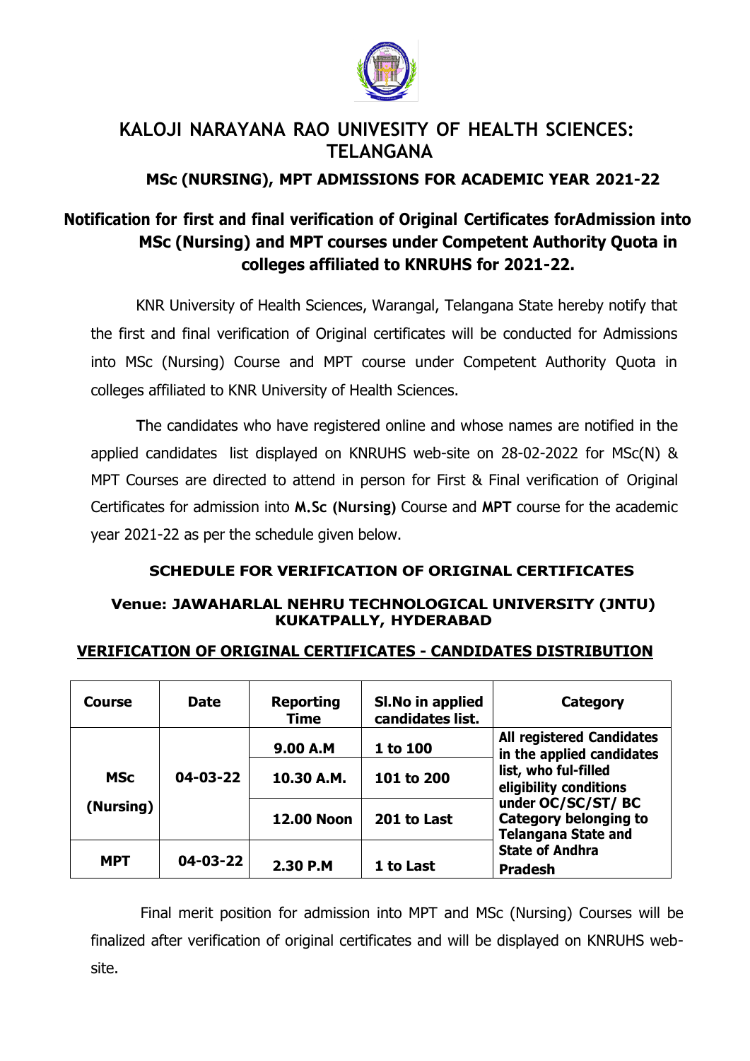# KALOJI NARAYANA RAO UNIVESITY OF HEALTH SCIENCES: TELANGANA

### MSc (NURSING), MPT ADMISSIONS FOR ACADEMIC YEAR 2021-22

## Notification for first and final verification of Original Certificates forAdmission into MSc (Nursing) and MPT courses under Competent Authority Quota in colleges affiliated to KNRUHS for 2021-22.

KNR University of Health Sciences, Warangal, Telangana State hereby notify that the first and final verification of Original certificates will be conducted for Admissions into MSc (Nursing) Course and MPT course under Competent Authority Quota in colleges affiliated to KNR University of Health Sciences.

The candidates who have registered online and whose names are notified in the applied candidates list displayed on KNRUHS web-site on 28-02-2022 for MSc(N) & MPT Courses are directed to attend in person for First & Final verification of Original Certificates for admission into **M.Sc (Nursing)** Course and **MPT** course for the academic year 2021-22 as per the schedule given below.

### SCHEDULE FOR VERIFICATION OF ORIGINAL CERTIFICATES

### Venue: JAWAHARLAL NEHRU TECHNOLOGICAL UNIVERSITY (JNTU) KUKATPALLY, HYDERABAD

**VERIFICATION OF ORIGINAL CERTIFICATES - CANDIDATES DISTRIBUTION**

| Course | Date | Reporting Time | Sl.No in applied candidates list. | Category |
|---|---|---|---|---|
| MSc (Nursing) | 04-03-22 | 9.00 A.M | 1 to 100 | All registered Candidates in the applied candidates list, who ful-filled eligibility conditions under OC/SC/ST/ BC Category belonging to Telangana State and State of Andhra Pradesh |
| | | 10.30 A.M. | 101 to 200 | |
| | | 12.00 Noon | 201 to Last | |
| MPT | 04-03-22 | 2.30 P.M | 1 to Last | |

Final merit position for admission into MPT and MSc (Nursing) Courses will be finalized after verification of original certificates and will be displayed on KNRUHS web-site.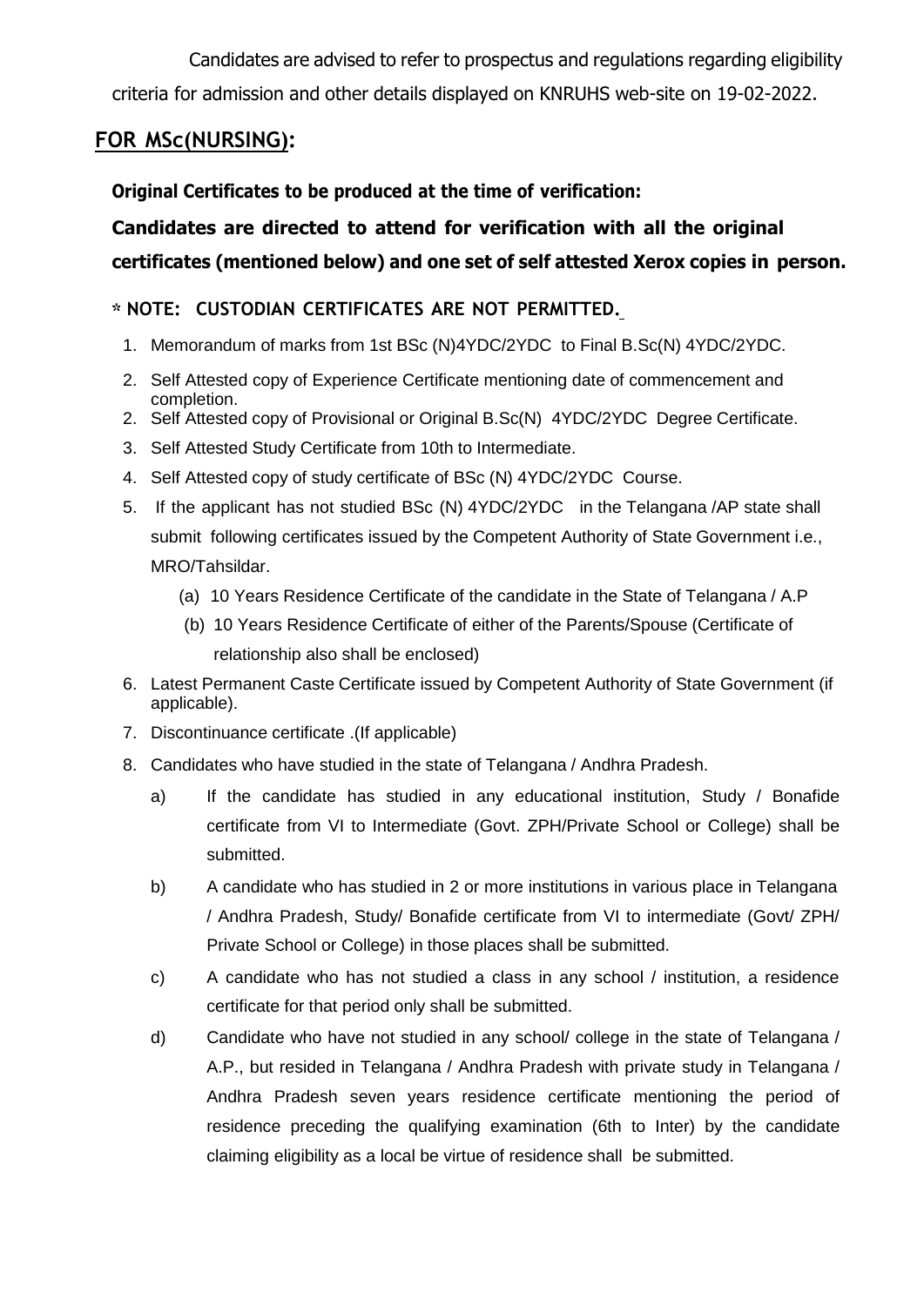Candidates are advised to refer to prospectus and regulations regarding eligibility criteria for admission and other details displayed on KNRUHS web-site on 19-02-2022.

## FOR MSc(NURSING):

**Original Certificates to be produced at the time of verification:**

**Candidates are directed to attend for verification with all the original certificates (mentioned below) and one set of self attested Xerox copies in person.**

**\* NOTE: CUSTODIAN CERTIFICATES ARE NOT PERMITTED.**

1. Memorandum of marks from 1st BSc (N)4YDC/2YDC to Final B.Sc(N) 4YDC/2YDC.
2. Self Attested copy of Experience Certificate mentioning date of commencement and completion.
2. Self Attested copy of Provisional or Original B.Sc(N) 4YDC/2YDC Degree Certificate.
3. Self Attested Study Certificate from 10th to Intermediate.
4. Self Attested copy of study certificate of BSc (N) 4YDC/2YDC Course.
5. If the applicant has not studied BSc (N) 4YDC/2YDC in the Telangana /AP state shall submit following certificates issued by the Competent Authority of State Government i.e., MRO/Tahsildar.
   - (a) 10 Years Residence Certificate of the candidate in the State of Telangana / A.P
   - (b) 10 Years Residence Certificate of either of the Parents/Spouse (Certificate of relationship also shall be enclosed)
6. Latest Permanent Caste Certificate issued by Competent Authority of State Government (if applicable).
7. Discontinuance certificate .(If applicable)
8. Candidates who have studied in the state of Telangana / Andhra Pradesh.
   - a) If the candidate has studied in any educational institution, Study / Bonafide certificate from VI to Intermediate (Govt. ZPH/Private School or College) shall be submitted.
   - b) A candidate who has studied in 2 or more institutions in various place in Telangana / Andhra Pradesh, Study/ Bonafide certificate from VI to intermediate (Govt/ ZPH/ Private School or College) in those places shall be submitted.
   - c) A candidate who has not studied a class in any school / institution, a residence certificate for that period only shall be submitted.
   - d) Candidate who have not studied in any school/ college in the state of Telangana / A.P., but resided in Telangana / Andhra Pradesh with private study in Telangana / Andhra Pradesh seven years residence certificate mentioning the period of residence preceding the qualifying examination (6th to Inter) by the candidate claiming eligibility as a local be virtue of residence shall be submitted.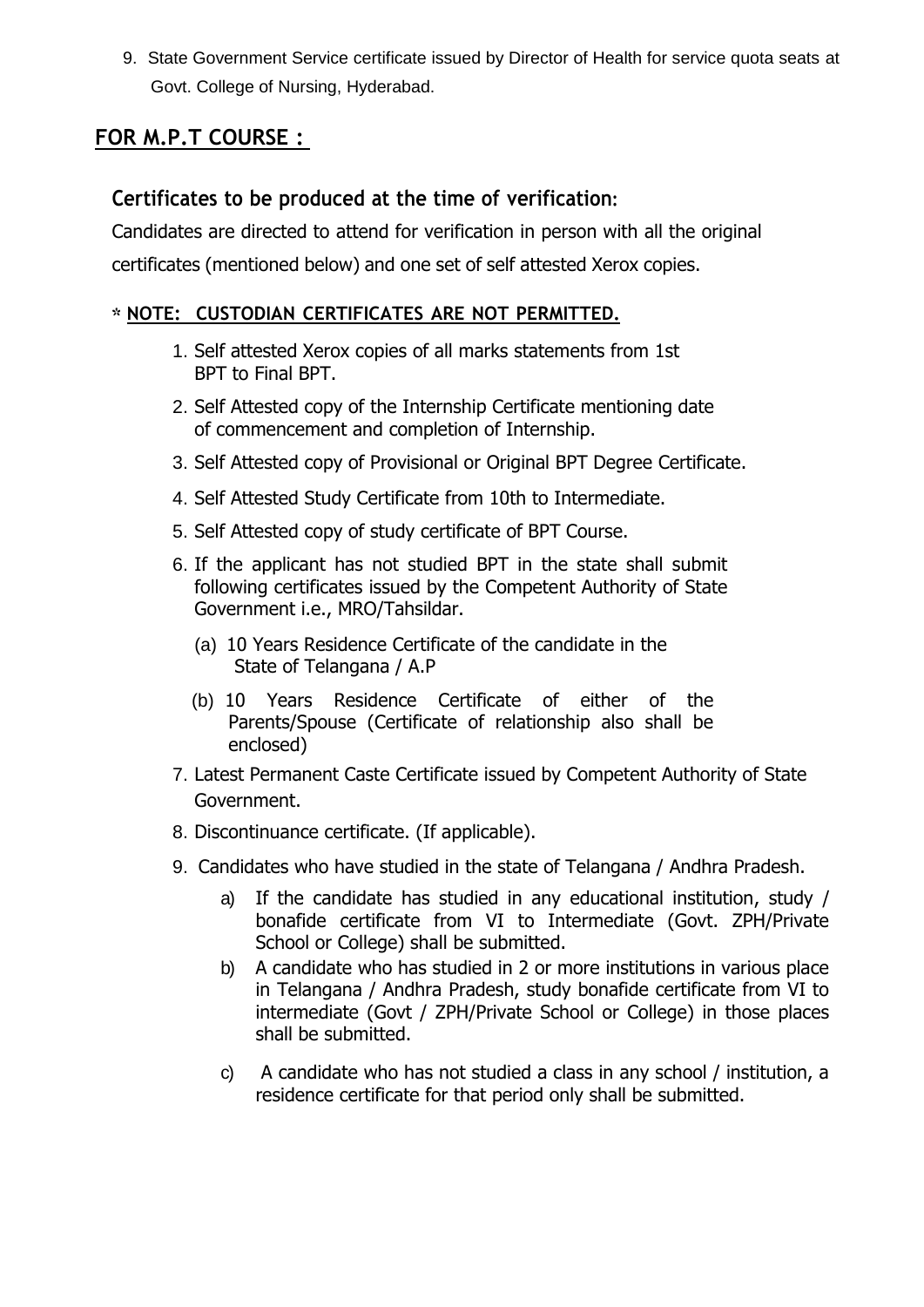9. State Government Service certificate issued by Director of Health for service quota seats at Govt. College of Nursing, Hyderabad.

## FOR M.P.T COURSE :

### Certificates to be produced at the time of verification:

Candidates are directed to attend for verification in person with all the original certificates (mentioned below) and one set of self attested Xerox copies.

**\* NOTE: CUSTODIAN CERTIFICATES ARE NOT PERMITTED.**

1. Self attested Xerox copies of all marks statements from 1st BPT to Final BPT.
2. Self Attested copy of the Internship Certificate mentioning date of commencement and completion of Internship.
3. Self Attested copy of Provisional or Original BPT Degree Certificate.
4. Self Attested Study Certificate from 10th to Intermediate.
5. Self Attested copy of study certificate of BPT Course.
6. If the applicant has not studied BPT in the state shall submit following certificates issued by the Competent Authority of State Government i.e., MRO/Tahsildar.
   - (a) 10 Years Residence Certificate of the candidate in the State of Telangana / A.P
   - (b) 10 Years Residence Certificate of either of the Parents/Spouse (Certificate of relationship also shall be enclosed)
7. Latest Permanent Caste Certificate issued by Competent Authority of State Government.
8. Discontinuance certificate. (If applicable).
9. Candidates who have studied in the state of Telangana / Andhra Pradesh.
   - a) If the candidate has studied in any educational institution, study / bonafide certificate from VI to Intermediate (Govt. ZPH/Private School or College) shall be submitted.
   - b) A candidate who has studied in 2 or more institutions in various place in Telangana / Andhra Pradesh, study bonafide certificate from VI to intermediate (Govt / ZPH/Private School or College) in those places shall be submitted.
   - c) A candidate who has not studied a class in any school / institution, a residence certificate for that period only shall be submitted.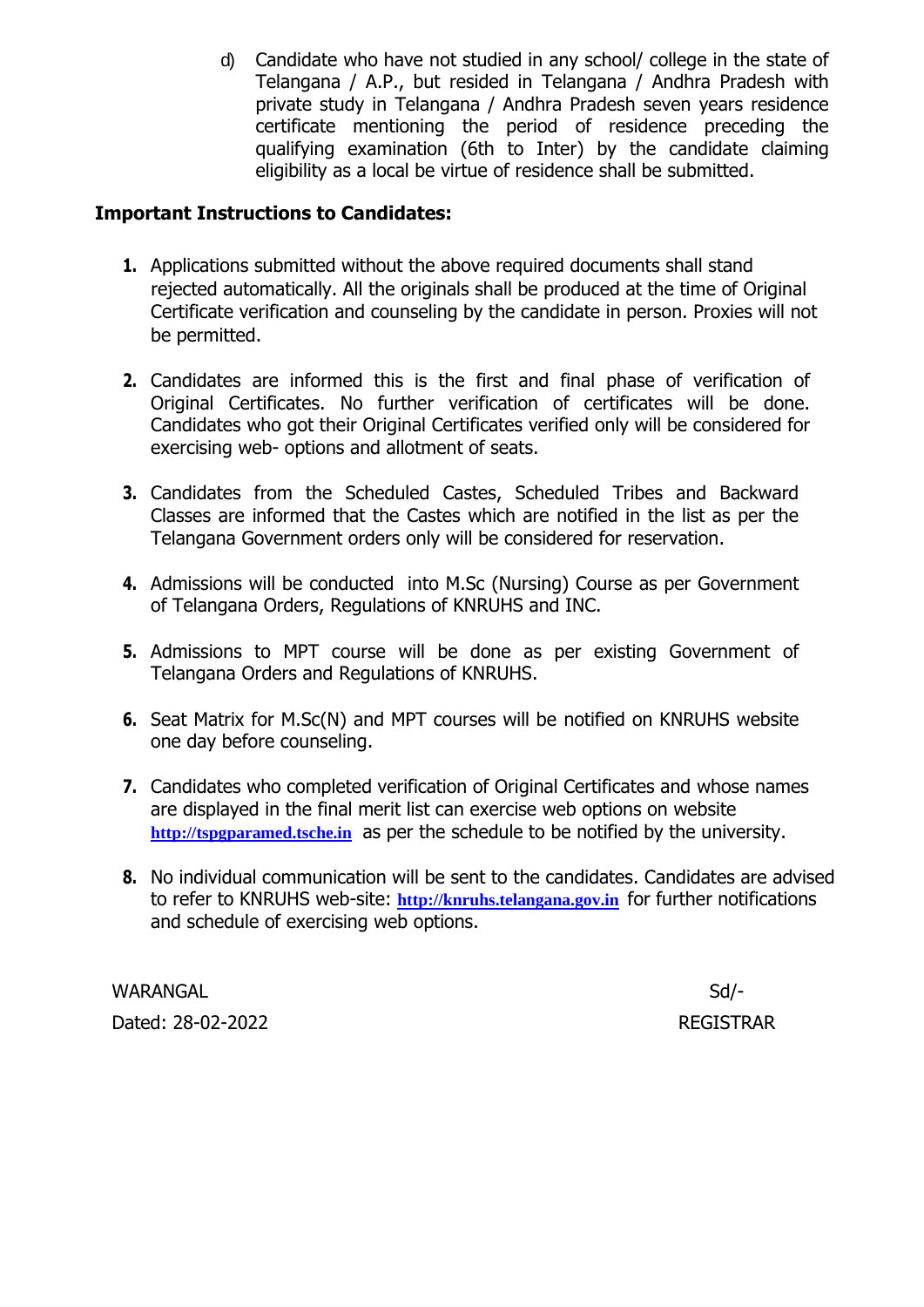d) Candidate who have not studied in any school/ college in the state of Telangana / A.P., but resided in Telangana / Andhra Pradesh with private study in Telangana / Andhra Pradesh seven years residence certificate mentioning the period of residence preceding the qualifying examination (6th to Inter) by the candidate claiming eligibility as a local be virtue of residence shall be submitted.

**Important Instructions to Candidates:**

1. Applications submitted without the above required documents shall stand rejected automatically. All the originals shall be produced at the time of Original Certificate verification and counseling by the candidate in person. Proxies will not be permitted.

2. Candidates are informed this is the first and final phase of verification of Original Certificates. No further verification of certificates will be done. Candidates who got their Original Certificates verified only will be considered for exercising web- options and allotment of seats.

3. Candidates from the Scheduled Castes, Scheduled Tribes and Backward Classes are informed that the Castes which are notified in the list as per the Telangana Government orders only will be considered for reservation.

4. Admissions will be conducted into M.Sc (Nursing) Course as per Government of Telangana Orders, Regulations of KNRUHS and INC.

5. Admissions to MPT course will be done as per existing Government of Telangana Orders and Regulations of KNRUHS.

6. Seat Matrix for M.Sc(N) and MPT courses will be notified on KNRUHS website one day before counseling.

7. Candidates who completed verification of Original Certificates and whose names are displayed in the final merit list can exercise web options on website **http://tspgparamed.tsche.in** as per the schedule to be notified by the university.

8. No individual communication will be sent to the candidates. Candidates are advised to refer to KNRUHS web-site: **http://knruhs.telangana.gov.in** for further notifications and schedule of exercising web options.

WARANGAL — Sd/-

Dated: 28-02-2022 — REGISTRAR